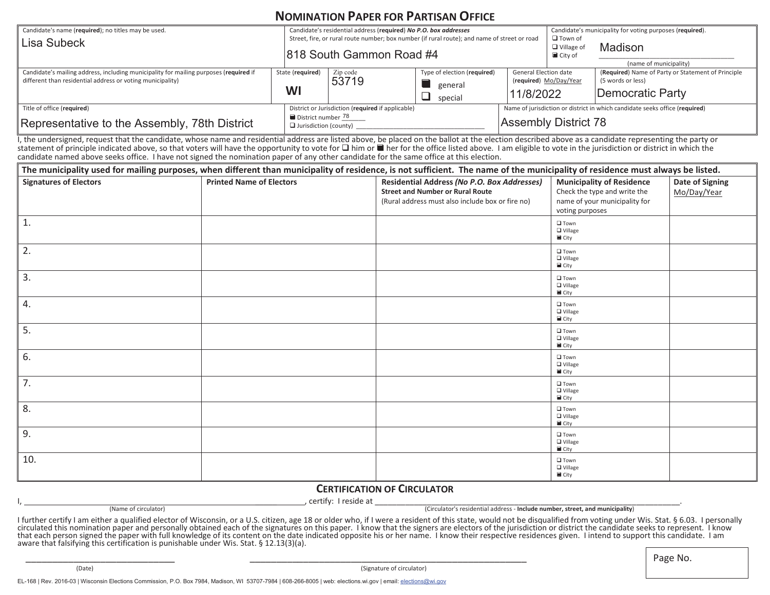# Nomination Paper for Partisan Office

| Candidate's name (**required**); no titles may be used. | Candidate's residential address (**required**) ***No P.O. box addresses*** Street, fire, or rural route number; box number (if rural route); and name of street or road | Candidate's municipality for voting purposes (**required**). |
|---|---|---|
| Lisa Subeck | 818 South Gammon Road #4 | ☐ Town of ☐ Village of ■ City of Madison (name of municipality) |

| Candidate's mailing address, including municipality for mailing purposes (**required** if different than residential address or voting municipality) | State (**required**) | Zip code | Type of election (**required**) | General Election date (**required**) Mo/Day/Year | (**Required**) Name of Party or Statement of Principle (5 words or less) |
|---|---|---|---|---|---|
| | WI | 53719 | ■ general ☐ special | 11/8/2022 | Democratic Party |

| Title of office (**required**) | District or Jurisdiction (**required** if applicable) | Name of jurisdiction or district in which candidate seeks office (**required**) |
|---|---|---|
| Representative to the Assembly, 78th District | ■ District number 78 ☐ Jurisdiction (county) ______ | Assembly District 78 |

I, the undersigned, request that the candidate, whose name and residential address are listed above, be placed on the ballot at the election described above as a candidate representing the party or statement of principle indicated above, so that voters will have the opportunity to vote for ☐ him or ■ her for the office listed above. I am eligible to vote in the jurisdiction or district in which the candidate named above seeks office. I have not signed the nomination paper of any other candidate for the same office at this election.

**The municipality used for mailing purposes, when different than municipality of residence, is not sufficient. The name of the municipality of residence must always be listed.**

| Signatures of Electors | Printed Name of Electors | Residential Address *(No P.O. Box Addresses)* Street and Number or Rural Route (Rural address must also include box or fire no) | Municipality of Residence Check the type and write the name of your municipality for voting purposes | Date of Signing Mo/Day/Year |
|---|---|---|---|---|
| 1. | | | ☐ Town ☐ Village ■ City | |
| 2. | | | ☐ Town ☐ Village ■ City | |
| 3. | | | ☐ Town ☐ Village ■ City | |
| 4. | | | ☐ Town ☐ Village ■ City | |
| 5. | | | ☐ Town ☐ Village ■ City | |
| 6. | | | ☐ Town ☐ Village ■ City | |
| 7. | | | ☐ Town ☐ Village ■ City | |
| 8. | | | ☐ Town ☐ Village ■ City | |
| 9. | | | ☐ Town ☐ Village ■ City | |
| 10. | | | ☐ Town ☐ Village ■ City | |

## Certification of Circulator

I, ______________________ (Name of circulator), certify: I reside at ______________________ (Circulator's residential address - **Include number, street, and municipality**).

I further certify I am either a qualified elector of Wisconsin, or a U.S. citizen, age 18 or older who, if I were a resident of this state, would not be disqualified from voting under Wis. Stat. § 6.03. I personally circulated this nomination paper and personally obtained each of the signatures on this paper. I know that the signers are electors of the jurisdiction or district the candidate seeks to represent. I know that each person signed the paper with full knowledge of its content on the date indicated opposite his or her name. I know their respective residences given. I intend to support this candidate. I am aware that falsifying this certification is punishable under Wis. Stat. § 12.13(3)(a).

______________________ (Date)

______________________ (Signature of circulator)

Page No.

EL-168 | Rev. 2016-03 | Wisconsin Elections Commission, P.O. Box 7984, Madison, WI 53707-7984 | 608-266-8005 | web: elections.wi.gov | email: elections@wi.gov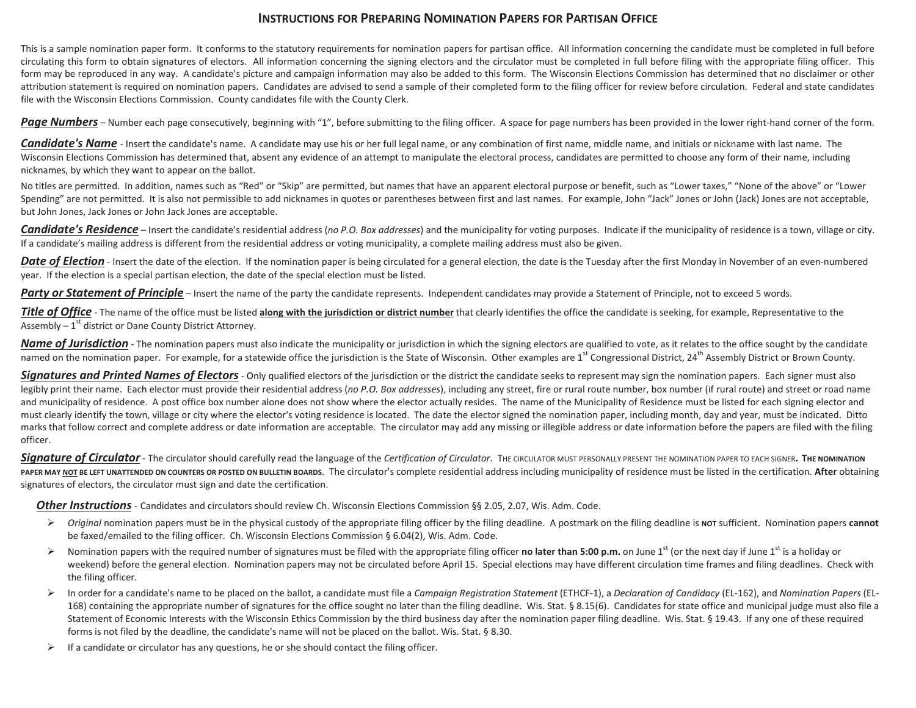# INSTRUCTIONS FOR PREPARING NOMINATION PAPERS FOR PARTISAN OFFICE

This is a sample nomination paper form. It conforms to the statutory requirements for nomination papers for partisan office. All information concerning the candidate must be completed in full before circulating this form to obtain signatures of electors. All information concerning the signing electors and the circulator must be completed in full before filing with the appropriate filing officer. This form may be reproduced in any way. A candidate's picture and campaign information may also be added to this form. The Wisconsin Elections Commission has determined that no disclaimer or other attribution statement is required on nomination papers. Candidates are advised to send a sample of their completed form to the filing officer for review before circulation. Federal and state candidates file with the Wisconsin Elections Commission. County candidates file with the County Clerk.

***Page Numbers*** – Number each page consecutively, beginning with "1", before submitting to the filing officer. A space for page numbers has been provided in the lower right-hand corner of the form.

***Candidate's Name*** - Insert the candidate's name. A candidate may use his or her full legal name, or any combination of first name, middle name, and initials or nickname with last name. The Wisconsin Elections Commission has determined that, absent any evidence of an attempt to manipulate the electoral process, candidates are permitted to choose any form of their name, including nicknames, by which they want to appear on the ballot.

No titles are permitted. In addition, names such as "Red" or "Skip" are permitted, but names that have an apparent electoral purpose or benefit, such as "Lower taxes," "None of the above" or "Lower Spending" are not permitted. It is also not permissible to add nicknames in quotes or parentheses between first and last names. For example, John "Jack" Jones or John (Jack) Jones are not acceptable, but John Jones, Jack Jones or John Jack Jones are acceptable.

***Candidate's Residence*** – Insert the candidate's residential address (*no P.O. Box addresses*) and the municipality for voting purposes. Indicate if the municipality of residence is a town, village or city. If a candidate's mailing address is different from the residential address or voting municipality, a complete mailing address must also be given.

***Date of Election*** - Insert the date of the election. If the nomination paper is being circulated for a general election, the date is the Tuesday after the first Monday in November of an even-numbered year. If the election is a special partisan election, the date of the special election must be listed.

***Party or Statement of Principle*** – Insert the name of the party the candidate represents. Independent candidates may provide a Statement of Principle, not to exceed 5 words.

***Title of Office*** - The name of the office must be listed **along with the jurisdiction or district number** that clearly identifies the office the candidate is seeking, for example, Representative to the Assembly – 1st district or Dane County District Attorney.

***Name of Jurisdiction*** - The nomination papers must also indicate the municipality or jurisdiction in which the signing electors are qualified to vote, as it relates to the office sought by the candidate named on the nomination paper. For example, for a statewide office the jurisdiction is the State of Wisconsin. Other examples are 1st Congressional District, 24th Assembly District or Brown County.

***Signatures and Printed Names of Electors*** - Only qualified electors of the jurisdiction or the district the candidate seeks to represent may sign the nomination papers. Each signer must also legibly print their name. Each elector must provide their residential address (*no P.O. Box addresses*), including any street, fire or rural route number, box number (if rural route) and street or road name and municipality of residence. A post office box number alone does not show where the elector actually resides. The name of the Municipality of Residence must be listed for each signing elector and must clearly identify the town, village or city where the elector's voting residence is located. The date the elector signed the nomination paper, including month, day and year, must be indicated. Ditto marks that follow correct and complete address or date information are acceptable. The circulator may add any missing or illegible address or date information before the papers are filed with the filing officer.

***Signature of Circulator*** - The circulator should carefully read the language of the *Certification of Circulator*. THE CIRCULATOR MUST PERSONALLY PRESENT THE NOMINATION PAPER TO EACH SIGNER**. THE NOMINATION PAPER MAY NOT BE LEFT UNATTENDED ON COUNTERS OR POSTED ON BULLETIN BOARDS.** The circulator's complete residential address including municipality of residence must be listed in the certification. **After** obtaining signatures of electors, the circulator must sign and date the certification.

***Other Instructions*** - Candidates and circulators should review Ch. Wisconsin Elections Commission §§ 2.05, 2.07, Wis. Adm. Code.

- *Original* nomination papers must be in the physical custody of the appropriate filing officer by the filing deadline. A postmark on the filing deadline is **NOT** sufficient. Nomination papers **cannot** be faxed/emailed to the filing officer. Ch. Wisconsin Elections Commission § 6.04(2), Wis. Adm. Code.
- Nomination papers with the required number of signatures must be filed with the appropriate filing officer **no later than 5:00 p.m.** on June 1st (or the next day if June 1st is a holiday or weekend) before the general election. Nomination papers may not be circulated before April 15. Special elections may have different circulation time frames and filing deadlines. Check with the filing officer.
- In order for a candidate's name to be placed on the ballot, a candidate must file a *Campaign Registration Statement* (ETHCF-1), a *Declaration of Candidacy* (EL-162), and *Nomination Papers* (EL-168) containing the appropriate number of signatures for the office sought no later than the filing deadline. Wis. Stat. § 8.15(6). Candidates for state office and municipal judge must also file a Statement of Economic Interests with the Wisconsin Ethics Commission by the third business day after the nomination paper filing deadline. Wis. Stat. § 19.43. If any one of these required forms is not filed by the deadline, the candidate's name will not be placed on the ballot. Wis. Stat. § 8.30.
- If a candidate or circulator has any questions, he or she should contact the filing officer.